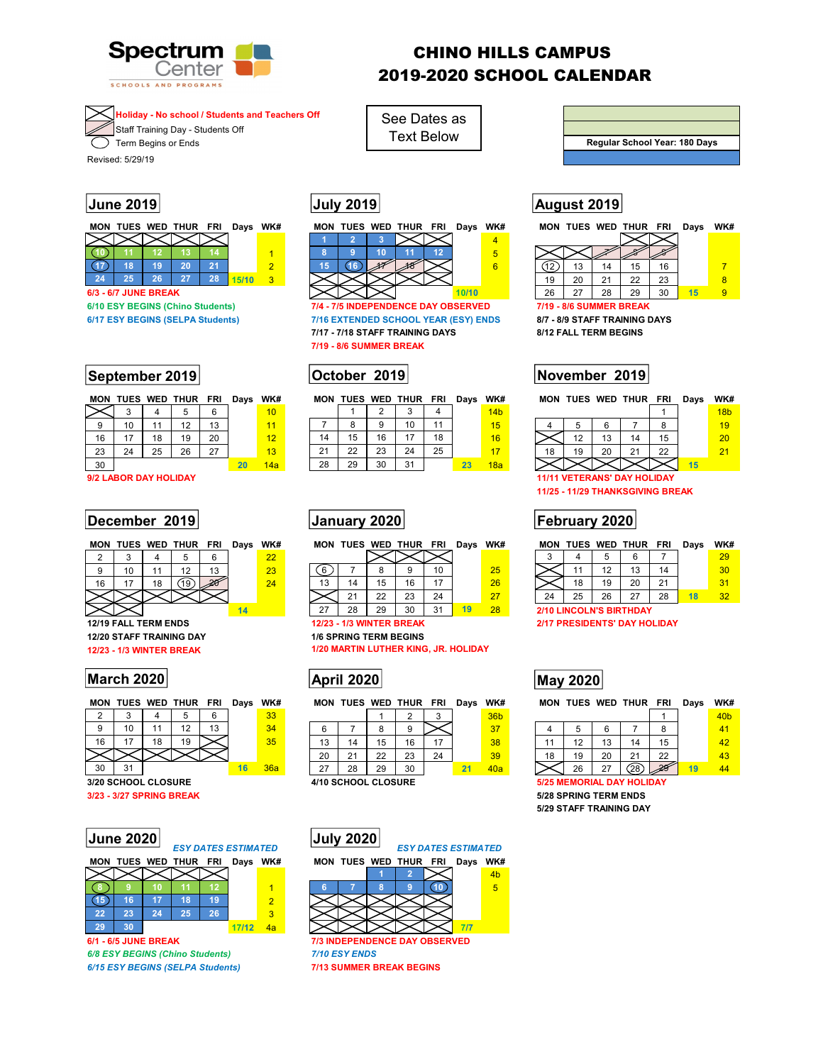# CHINO HILLS CAMPUS
# 2019-2020 SCHOOL CALENDAR

Spectrum Center — SCHOOLS AND PROGRAMS

- Holiday - No school / Students and Teachers Off
- Staff Training Day - Students Off
- Term Begins or Ends

Revised: 5/29/19

See Dates as Text Below

Regular School Year: 180 Days

## June 2019

| MON | TUES | WED | THUR | FRI | Days | WK# |
|---|---|---|---|---|---|---|
| | | | | | | |
| 10 | 11 | 12 | 13 | 14 | | 1 |
| 17 | 18 | 19 | 20 | 21 | | 2 |
| 24 | 25 | 26 | 27 | 28 | 15/10 | 3 |

6/3 - 6/7 JUNE BREAK
6/10 ESY BEGINS (Chino Students)
6/17 ESY BEGINS (SELPA Students)

## July 2019

| MON | TUES | WED | THUR | FRI | Days | WK# |
|---|---|---|---|---|---|---|
| 1 | 2 | 3 | | | | 4 |
| 8 | 9 | 10 | 11 | 12 | | 5 |
| 15 | 16 | 17 | 18 | | | 6 |
| | | | | | 10/10 | |

7/4 - 7/5 INDEPENDENCE DAY OBSERVED
7/16 EXTENDED SCHOOL YEAR (ESY) ENDS
7/17 - 7/18 STAFF TRAINING DAYS
7/19 - 8/6 SUMMER BREAK

## August 2019

| MON | TUES | WED | THUR | FRI | Days | WK# |
|---|---|---|---|---|---|---|
| | | | | | | |
| | | 7 | 8 | 9 | | |
| 12 | 13 | 14 | 15 | 16 | | 7 |
| 19 | 20 | 21 | 22 | 23 | | 8 |
| 26 | 27 | 28 | 29 | 30 | 15 | 9 |

7/19 - 8/6 SUMMER BREAK
8/7 - 8/9 STAFF TRAINING DAYS
8/12 FALL TERM BEGINS

## September 2019

| MON | TUES | WED | THUR | FRI | Days | WK# |
|---|---|---|---|---|---|---|
| | 3 | 4 | 5 | 6 | | 10 |
| 9 | 10 | 11 | 12 | 13 | | 11 |
| 16 | 17 | 18 | 19 | 20 | | 12 |
| 23 | 24 | 25 | 26 | 27 | | 13 |
| 30 | | | | | 20 | 14a |

9/2 LABOR DAY HOLIDAY

## October 2019

| MON | TUES | WED | THUR | FRI | Days | WK# |
|---|---|---|---|---|---|---|
| | 1 | 2 | 3 | 4 | | 14b |
| 7 | 8 | 9 | 10 | 11 | | 15 |
| 14 | 15 | 16 | 17 | 18 | | 16 |
| 21 | 22 | 23 | 24 | 25 | | 17 |
| 28 | 29 | 30 | 31 | | 23 | 18a |

## November 2019

| MON | TUES | WED | THUR | FRI | Days | WK# |
|---|---|---|---|---|---|---|
| | | | | 1 | | 18b |
| 4 | 5 | 6 | 7 | 8 | | 19 |
| | 12 | 13 | 14 | 15 | | 20 |
| 18 | 19 | 20 | 21 | 22 | | 21 |
| | | | | | 15 | |

11/11 VETERANS' DAY HOLIDAY
11/25 - 11/29 THANKSGIVING BREAK

## December 2019

| MON | TUES | WED | THUR | FRI | Days | WK# |
|---|---|---|---|---|---|---|
| 2 | 3 | 4 | 5 | 6 | | 22 |
| 9 | 10 | 11 | 12 | 13 | | 23 |
| 16 | 17 | 18 | 19 | 20 | | 24 |
| | | | | | | |
| | | | | | 14 | |

12/19 FALL TERM ENDS
12/20 STAFF TRAINING DAY
12/23 - 1/3 WINTER BREAK

## January 2020

| MON | TUES | WED | THUR | FRI | Days | WK# |
|---|---|---|---|---|---|---|
| | | | | | | |
| 6 | 7 | 8 | 9 | 10 | | 25 |
| 13 | 14 | 15 | 16 | 17 | | 26 |
| | 21 | 22 | 23 | 24 | | 27 |
| 27 | 28 | 29 | 30 | 31 | 19 | 28 |

12/23 - 1/3 WINTER BREAK
1/6 SPRING TERM BEGINS
1/20 MARTIN LUTHER KING, JR. HOLIDAY

## February 2020

| MON | TUES | WED | THUR | FRI | Days | WK# |
|---|---|---|---|---|---|---|
| 3 | 4 | 5 | 6 | 7 | | 29 |
| | 11 | 12 | 13 | 14 | | 30 |
| | 18 | 19 | 20 | 21 | | 31 |
| 24 | 25 | 26 | 27 | 28 | 18 | 32 |

2/10 LINCOLN'S BIRTHDAY
2/17 PRESIDENTS' DAY HOLIDAY

## March 2020

| MON | TUES | WED | THUR | FRI | Days | WK# |
|---|---|---|---|---|---|---|
| 2 | 3 | 4 | 5 | 6 | | 33 |
| 9 | 10 | 11 | 12 | 13 | | 34 |
| 16 | 17 | 18 | 19 | | | 35 |
| | | | | | | |
| 30 | 31 | | | | 16 | 36a |

3/20 SCHOOL CLOSURE
3/23 - 3/27 SPRING BREAK

## April 2020

| MON | TUES | WED | THUR | FRI | Days | WK# |
|---|---|---|---|---|---|---|
| | | 1 | 2 | 3 | | 36b |
| 6 | 7 | 8 | 9 | | | 37 |
| 13 | 14 | 15 | 16 | 17 | | 38 |
| 20 | 21 | 22 | 23 | 24 | | 39 |
| 27 | 28 | 29 | 30 | | 21 | 40a |

4/10 SCHOOL CLOSURE

## May 2020

| MON | TUES | WED | THUR | FRI | Days | WK# |
|---|---|---|---|---|---|---|
| | | | | 1 | | 40b |
| 4 | 5 | 6 | 7 | 8 | | 41 |
| 11 | 12 | 13 | 14 | 15 | | 42 |
| 18 | 19 | 20 | 21 | 22 | | 43 |
| | 26 | 27 | 28 | 29 | 19 | 44 |

5/25 MEMORIAL DAY HOLIDAY
5/28 SPRING TERM ENDS
5/29 STAFF TRAINING DAY

## June 2020

*ESY DATES ESTIMATED*

| MON | TUES | WED | THUR | FRI | Days | WK# |
|---|---|---|---|---|---|---|
| | | | | | | |
| 8 | 9 | 10 | 11 | 12 | | 1 |
| 15 | 16 | 17 | 18 | 19 | | 2 |
| 22 | 23 | 24 | 25 | 26 | | 3 |
| 29 | 30 | | | | 17/12 | 4a |

6/1 - 6/5 JUNE BREAK
*6/8 ESY BEGINS (Chino Students)*
*6/15 ESY BEGINS (SELPA Students)*

## July 2020

*ESY DATES ESTIMATED*

| MON | TUES | WED | THUR | FRI | Days | WK# |
|---|---|---|---|---|---|---|
| | | 1 | 2 | | | 4b |
| 6 | 7 | 8 | 9 | 10 | | 5 |
| | | | | | | |
| | | | | | | |
| | | | | | 7/7 | |

7/3 INDEPENDENCE DAY OBSERVED
*7/10 ESY ENDS*
7/13 SUMMER BREAK BEGINS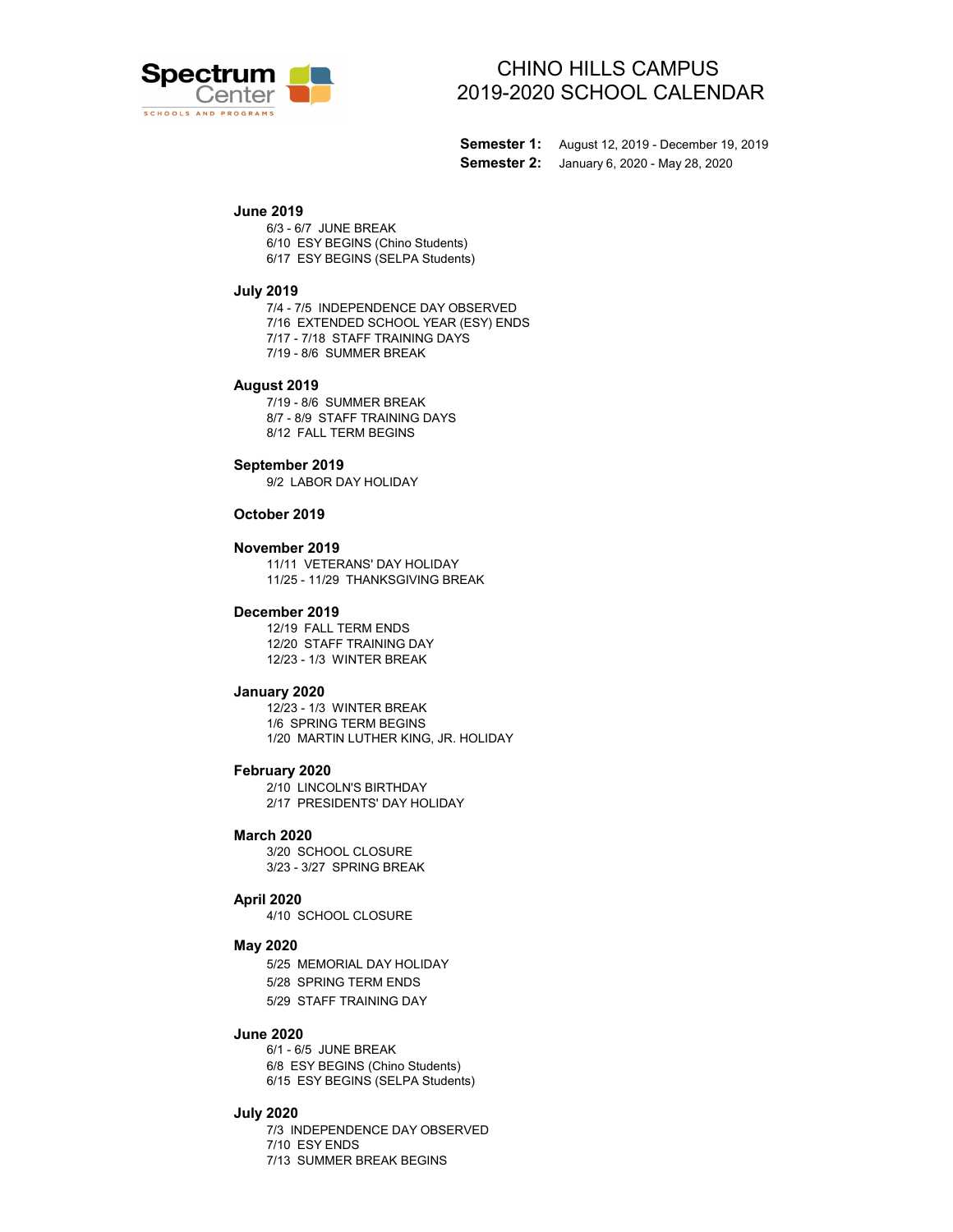# CHINO HILLS CAMPUS
# 2019-2020 SCHOOL CALENDAR

**Semester 1:** August 12, 2019 - December 19, 2019
**Semester 2:** January 6, 2020 - May 28, 2020

### June 2019
- 6/3 - 6/7 JUNE BREAK
- 6/10 ESY BEGINS (Chino Students)
- 6/17 ESY BEGINS (SELPA Students)

### July 2019
- 7/4 - 7/5 INDEPENDENCE DAY OBSERVED
- 7/16 EXTENDED SCHOOL YEAR (ESY) ENDS
- 7/17 - 7/18 STAFF TRAINING DAYS
- 7/19 - 8/6 SUMMER BREAK

### August 2019
- 7/19 - 8/6 SUMMER BREAK
- 8/7 - 8/9 STAFF TRAINING DAYS
- 8/12 FALL TERM BEGINS

### September 2019
- 9/2 LABOR DAY HOLIDAY

### October 2019

### November 2019
- 11/11 VETERANS' DAY HOLIDAY
- 11/25 - 11/29 THANKSGIVING BREAK

### December 2019
- 12/19 FALL TERM ENDS
- 12/20 STAFF TRAINING DAY
- 12/23 - 1/3 WINTER BREAK

### January 2020
- 12/23 - 1/3 WINTER BREAK
- 1/6 SPRING TERM BEGINS
- 1/20 MARTIN LUTHER KING, JR. HOLIDAY

### February 2020
- 2/10 LINCOLN'S BIRTHDAY
- 2/17 PRESIDENTS' DAY HOLIDAY

### March 2020
- 3/20 SCHOOL CLOSURE
- 3/23 - 3/27 SPRING BREAK

### April 2020
- 4/10 SCHOOL CLOSURE

### May 2020
- 5/25 MEMORIAL DAY HOLIDAY
- 5/28 SPRING TERM ENDS
- 5/29 STAFF TRAINING DAY

### June 2020
- 6/1 - 6/5 JUNE BREAK
- 6/8 ESY BEGINS (Chino Students)
- 6/15 ESY BEGINS (SELPA Students)

### July 2020
- 7/3 INDEPENDENCE DAY OBSERVED
- 7/10 ESY ENDS
- 7/13 SUMMER BREAK BEGINS